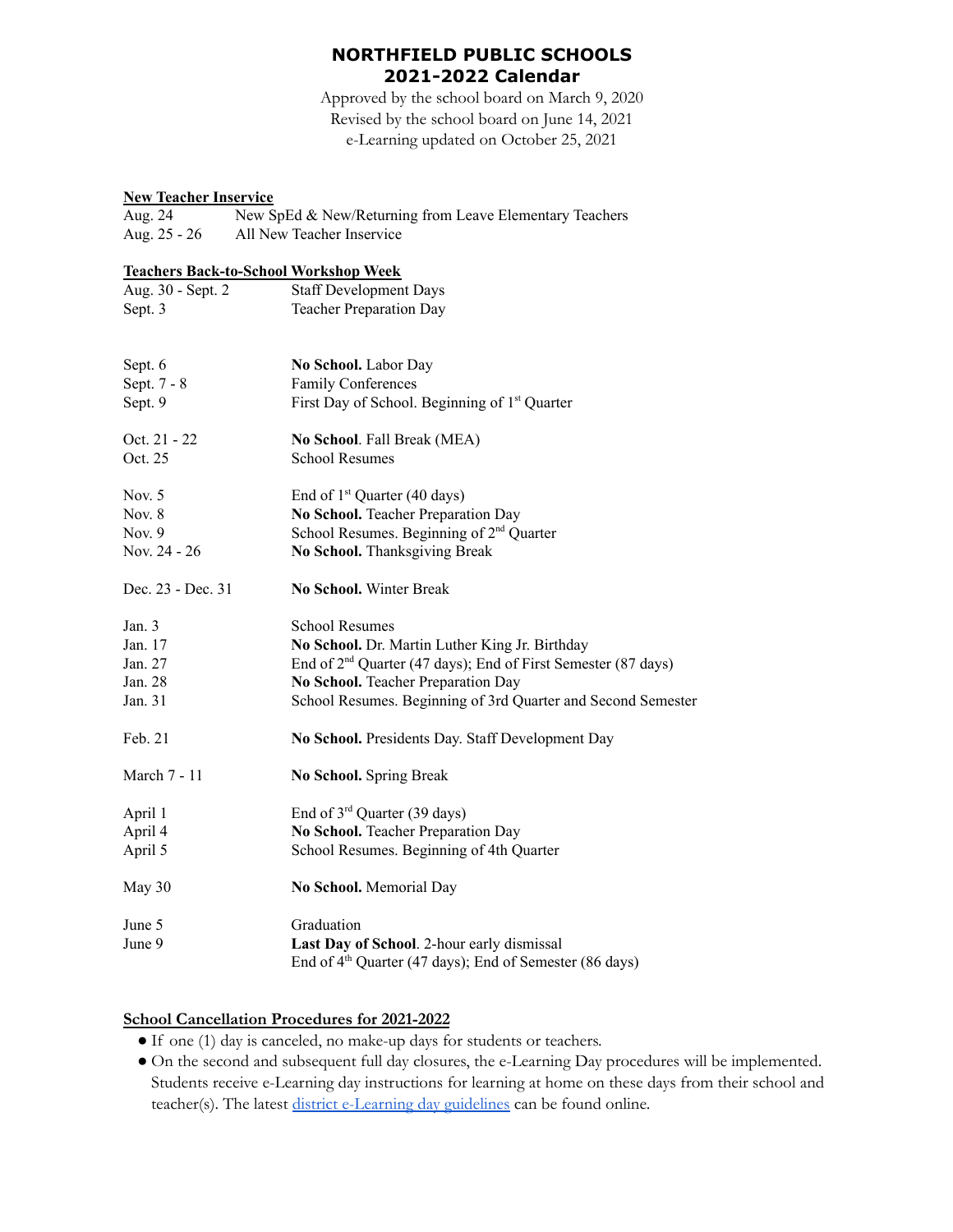# NORTHFIELD PUBLIC SCHOOLS
# 2021-2022 Calendar

Approved by the school board on March 9, 2020
Revised by the school board on June 14, 2021
e-Learning updated on October 25, 2021

**New Teacher Inservice**

| | |
|---|---|
| Aug. 24 | New SpEd & New/Returning from Leave Elementary Teachers |
| Aug. 25 - 26 | All New Teacher Inservice |

**Teachers Back-to-School Workshop Week**

| | |
|---|---|
| Aug. 30 - Sept. 2 | Staff Development Days |
| Sept. 3 | Teacher Preparation Day |

| | |
|---|---|
| Sept. 6 | **No School.** Labor Day |
| Sept. 7 - 8 | Family Conferences |
| Sept. 9 | First Day of School. Beginning of 1st Quarter |
| Oct. 21 - 22 | **No School**. Fall Break (MEA) |
| Oct. 25 | School Resumes |
| Nov. 5 | End of 1st Quarter (40 days) |
| Nov. 8 | **No School.** Teacher Preparation Day |
| Nov. 9 | School Resumes. Beginning of 2nd Quarter |
| Nov. 24 - 26 | **No School.** Thanksgiving Break |
| Dec. 23 - Dec. 31 | **No School.** Winter Break |
| Jan. 3 | School Resumes |
| Jan. 17 | **No School.** Dr. Martin Luther King Jr. Birthday |
| Jan. 27 | End of 2nd Quarter (47 days); End of First Semester (87 days) |
| Jan. 28 | **No School.** Teacher Preparation Day |
| Jan. 31 | School Resumes. Beginning of 3rd Quarter and Second Semester |
| Feb. 21 | **No School.** Presidents Day. Staff Development Day |
| March 7 - 11 | **No School.** Spring Break |
| April 1 | End of 3rd Quarter (39 days) |
| April 4 | **No School.** Teacher Preparation Day |
| April 5 | School Resumes. Beginning of 4th Quarter |
| May 30 | **No School.** Memorial Day |
| June 5 | Graduation |
| June 9 | **Last Day of School**. 2-hour early dismissal<br>End of 4th Quarter (47 days); End of Semester (86 days) |

**School Cancellation Procedures for 2021-2022**

- If one (1) day is canceled, no make-up days for students or teachers.
- On the second and subsequent full day closures, the e-Learning Day procedures will be implemented. Students receive e-Learning day instructions for learning at home on these days from their school and teacher(s). The latest district e-Learning day guidelines can be found online.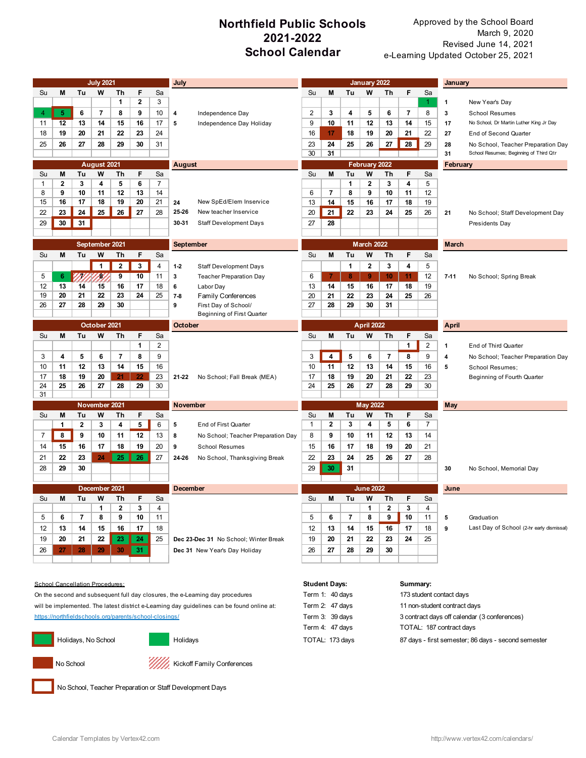# Northfield Public Schools
# 2021-2022
# School Calendar

Approved by the School Board
March 9, 2020
Revised June 14, 2021
e-Learning Updated October 25, 2021

## July 2021

| Su | M | Tu | W | Th | F | Sa |
|---|---|---|---|---|---|---|
| | | | | 1 | 2 | 3 |
| 4 | 5 | 6 | 7 | 8 | 9 | 10 |
| 11 | 12 | 13 | 14 | 15 | 16 | 17 |
| 18 | 19 | 20 | 21 | 22 | 23 | 24 |
| 25 | 26 | 27 | 28 | 29 | 30 | 31 |

**July**
- 4 Independence Day
- 5 Independence Day Holiday

## August 2021

| Su | M | Tu | W | Th | F | Sa |
|---|---|---|---|---|---|---|
| 1 | 2 | 3 | 4 | 5 | 6 | 7 |
| 8 | 9 | 10 | 11 | 12 | 13 | 14 |
| 15 | 16 | 17 | 18 | 19 | 20 | 21 |
| 22 | 23 | 24 | 25 | 26 | 27 | 28 |
| 29 | 30 | 31 | | | | |

**August**
- 24 New SpEd/Elem Inservice
- 25-26 New teacher Inservice
- 30-31 Staff Development Days

## September 2021

| Su | M | Tu | W | Th | F | Sa |
|---|---|---|---|---|---|---|
| | | | 1 | 2 | 3 | 4 |
| 5 | 6 | 7 | 8 | 9 | 10 | 11 |
| 12 | 13 | 14 | 15 | 16 | 17 | 18 |
| 19 | 20 | 21 | 22 | 23 | 24 | 25 |
| 26 | 27 | 28 | 29 | 30 | | |

**September**
- 1-2 Staff Development Days
- 3 Teacher Preparation Day
- 6 Labor Day
- 7-8 Family Conferences
- 9 First Day of School/ Beginning of First Quarter

## October 2021

| Su | M | Tu | W | Th | F | Sa |
|---|---|---|---|---|---|---|
| | | | | | 1 | 2 |
| 3 | 4 | 5 | 6 | 7 | 8 | 9 |
| 10 | 11 | 12 | 13 | 14 | 15 | 16 |
| 17 | 18 | 19 | 20 | 21 | 22 | 23 |
| 24 | 25 | 26 | 27 | 28 | 29 | 30 |
| 31 | | | | | | |

**October**
- 21-22 No School; Fall Break (MEA)

## November 2021

| Su | M | Tu | W | Th | F | Sa |
|---|---|---|---|---|---|---|
| | 1 | 2 | 3 | 4 | 5 | 6 |
| 7 | 8 | 9 | 10 | 11 | 12 | 13 |
| 14 | 15 | 16 | 17 | 18 | 19 | 20 |
| 21 | 22 | 23 | 24 | 25 | 26 | 27 |
| 28 | 29 | 30 | | | | |

**November**
- 5 End of First Quarter
- 8 No School; Teacher Preparation Day
- 9 School Resumes
- 24-26 No School, Thanksgiving Break

## December 2021

| Su | M | Tu | W | Th | F | Sa |
|---|---|---|---|---|---|---|
| | | | 1 | 2 | 3 | 4 |
| 5 | 6 | 7 | 8 | 9 | 10 | 11 |
| 12 | 13 | 14 | 15 | 16 | 17 | 18 |
| 19 | 20 | 21 | 22 | 23 | 24 | 25 |
| 26 | 27 | 28 | 29 | 30 | 31 | |

**December**
- Dec 23-Dec 31 No School; Winter Break
- Dec 31 New Year's Day Holiday

## January 2022

| Su | M | Tu | W | Th | F | Sa |
|---|---|---|---|---|---|---|
| | | | | | | 1 |
| 2 | 3 | 4 | 5 | 6 | 7 | 8 |
| 9 | 10 | 11 | 12 | 13 | 14 | 15 |
| 16 | 17 | 18 | 19 | 20 | 21 | 22 |
| 23 | 24 | 25 | 26 | 27 | 28 | 29 |
| 30 | 31 | | | | | |

**January**
- 1 New Years Day
- 3 School Resumes
- 17 No School, Dr Martin Luther King Jr Day
- 27 End of Second Quarter
- 28 No School, Teacher Preparation Day
- 31 School Resumes; Beginning of Third Qtr

## February 2022

| Su | M | Tu | W | Th | F | Sa |
|---|---|---|---|---|---|---|
| | | 1 | 2 | 3 | 4 | 5 |
| 6 | 7 | 8 | 9 | 10 | 11 | 12 |
| 13 | 14 | 15 | 16 | 17 | 18 | 19 |
| 20 | 21 | 22 | 23 | 24 | 25 | 26 |
| 27 | 28 | | | | | |

**February**
- 21 No School; Staff Development Day
  Presidents Day

## March 2022

| Su | M | Tu | W | Th | F | Sa |
|---|---|---|---|---|---|---|
| | | 1 | 2 | 3 | 4 | 5 |
| 6 | 7 | 8 | 9 | 10 | 11 | 12 |
| 13 | 14 | 15 | 16 | 17 | 18 | 19 |
| 20 | 21 | 22 | 23 | 24 | 25 | 26 |
| 27 | 28 | 29 | 30 | 31 | | |

**March**
- 7-11 No School; Spring Break

## April 2022

| Su | M | Tu | W | Th | F | Sa |
|---|---|---|---|---|---|---|
| | | | | | 1 | 2 |
| 3 | 4 | 5 | 6 | 7 | 8 | 9 |
| 10 | 11 | 12 | 13 | 14 | 15 | 16 |
| 17 | 18 | 19 | 20 | 21 | 22 | 23 |
| 24 | 25 | 26 | 27 | 28 | 29 | 30 |

**April**
- 1 End of Third Quarter
- 4 No School; Teacher Preparation Day
- 5 School Resumes; Beginning of Fourth Quarter

## May 2022

| Su | M | Tu | W | Th | F | Sa |
|---|---|---|---|---|---|---|
| 1 | 2 | 3 | 4 | 5 | 6 | 7 |
| 8 | 9 | 10 | 11 | 12 | 13 | 14 |
| 15 | 16 | 17 | 18 | 19 | 20 | 21 |
| 22 | 23 | 24 | 25 | 26 | 27 | 28 |
| 29 | 30 | 31 | | | | |

**May**
- 30 No School, Memorial Day

## June 2022

| Su | M | Tu | W | Th | F | Sa |
|---|---|---|---|---|---|---|
| | | | 1 | 2 | 3 | 4 |
| 5 | 6 | 7 | 8 | 9 | 10 | 11 |
| 12 | 13 | 14 | 15 | 16 | 17 | 18 |
| 19 | 20 | 21 | 22 | 23 | 24 | 25 |
| 26 | 27 | 28 | 29 | 30 | | |

**June**
- 5 Graduation
- 9 Last Day of School (2-hr early dismissal)

**School Cancellation Procedures:**

On the second and subsequent full day closures, the e-Learning day procedures will be implemented. The latest district e-Learning day guidelines can be found online at: https://northfieldschools.org/parents/school-closings/

**Legend:**
- Holidays, No School
- Holidays
- No School
- Kickoff Family Conferences
- No School, Teacher Preparation or Staff Development Days

**Student Days:**
- Term 1: 40 days
- Term 2: 47 days
- Term 3: 39 days
- Term 4: 47 days
- TOTAL: 173 days

**Summary:**
- 173 student contact days
- 11 non-student contract days
- 3 contract days off calendar (3 conferences)
- TOTAL: 187 contract days
- 87 days - first semester; 86 days - second semester

Calendar Templates by Vertex42.com — http://www.vertex42.com/calendars/